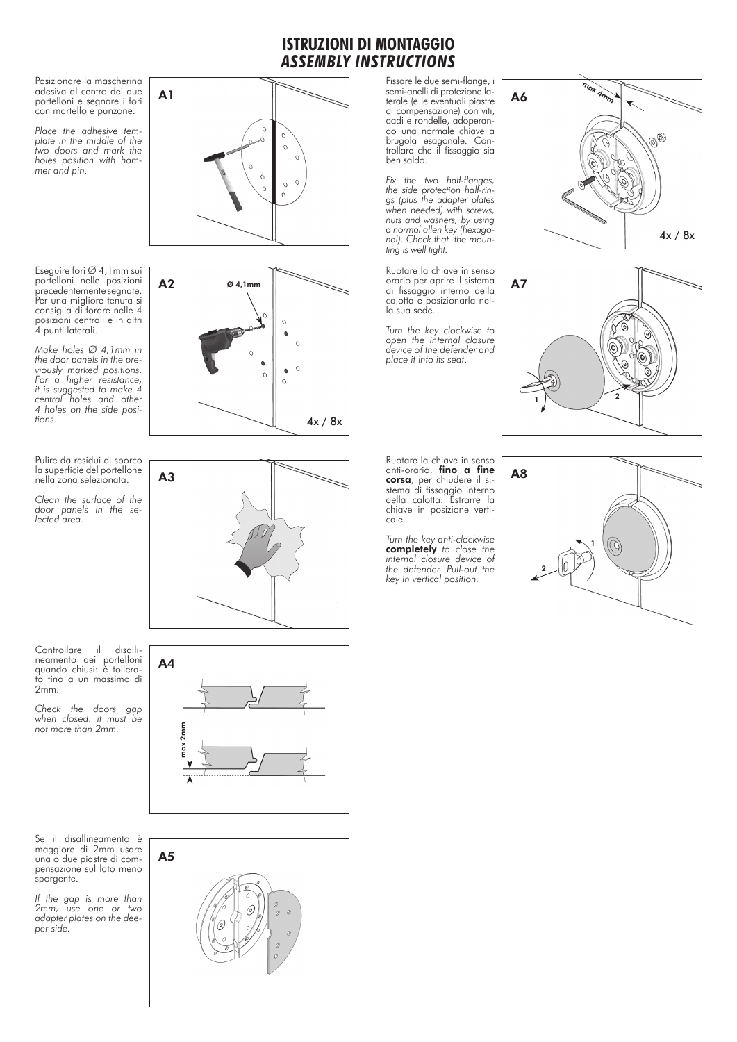# ISTRUZIONI DI MONTAGGIO
## *ASSEMBLY INSTRUCTIONS*

**A1**

Posizionare la mascherina adesiva al centro dei due portelloni e segnare i fori con martello e punzone.

*Place the adhesive template in the middle of the two doors and mark the holes position with hammer and pin.*

**A2**

Eseguire fori Ø 4,1mm sui portelloni nelle posizioni precedentemente segnate. Per una migliore tenuta si consiglia di forare nelle 4 posizioni centrali e in altri 4 punti laterali.

*Make holes Ø 4,1mm in the door panels in the previously marked positions. For a higher resistance, it is suggested to make 4 central holes and other 4 holes on the side positions.*

Ø 4,1mm

4x / 8x

**A3**

Pulire da residui di sporco la superficie del portellone nella zona selezionata.

*Clean the surface of the door panels in the selected area.*

**A4**

Controllare il disallineamento dei portelloni quando chiusi: è tollerato fino a un massimo di 2mm.

*Check the doors gap when closed: it must be not more than 2mm.*

max 2mm

**A5**

Se il disallineamento è maggiore di 2mm usare una o due piastre di compensazione sul lato meno sporgente.

*If the gap is more than 2mm, use one or two adapter plates on the deeper side.*

**A6**

Fissare le due semi-flange, i semi-anelli di protezione laterale (e le eventuali piastre di compensazione) con viti, dadi e rondelle, adoperando una normale chiave a brugola esagonale. Controllare che il fissaggio sia ben saldo.

*Fix the two half-flanges, the side protection half-rings (plus the adapter plates when needed) with screws, nuts and washers, by using a normal allen key (hexagonal). Check that the mounting is well tight.*

max 4mm

4x / 8x

**A7**

Ruotare la chiave in senso orario per aprire il sistema di fissaggio interno della calotta e posizionarla nella sua sede.

*Turn the key clockwise to open the internal closure device of the defender and place it into its seat.*

**A8**

Ruotare la chiave in senso anti-orario, **fino a fine corsa**, per chiudere il sistema di fissaggio interno della calotta. Estrarre la chiave in posizione verticale.

*Turn the key anti-clockwise* ***completely*** *to close the internal closure device of the defender. Pull-out the key in vertical position.*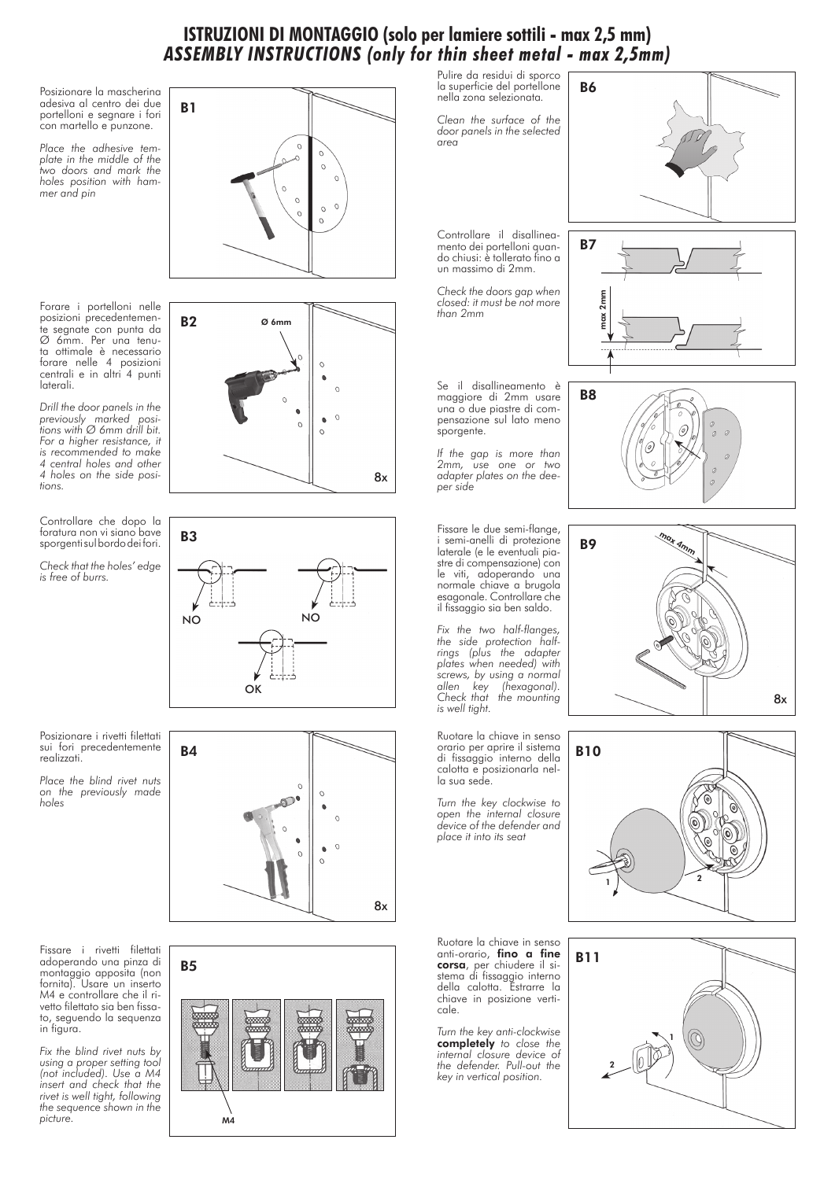# ISTRUZIONI DI MONTAGGIO (solo per lamiere sottili - max 2,5 mm)
## *ASSEMBLY INSTRUCTIONS (only for thin sheet metal - max 2,5mm)*

**B1**

Posizionare la mascherina adesiva al centro dei due portelloni e segnare i fori con martello e punzone.

*Place the adhesive template in the middle of the two doors and mark the holes position with hammer and pin*

**B2**

Ø 6mm

8x

Forare i portelloni nelle posizioni precedentemente segnate con punta da Ø 6mm. Per una tenuta ottimale è necessario forare nelle 4 posizioni centrali e in altri 4 punti laterali.

*Drill the door panels in the previously marked positions with Ø 6mm drill bit. For a higher resistance, it is recommended to make 4 central holes and other 4 holes on the side positions.*

**B3**

NO NO OK

Controllare che dopo la foratura non vi siano bave sporgenti sul bordo dei fori.

*Check that the holes' edge is free of burrs.*

**B4**

8x

Posizionare i rivetti filettati sui fori precedentemente realizzati.

*Place the blind rivet nuts on the previously made holes*

**B5**

M4

Fissare i rivetti filettati adoperando una pinza di montaggio apposita (non fornita). Usare un inserto M4 e controllare che il rivetto filettato sia ben fissato, seguendo la sequenza in figura.

*Fix the blind rivet nuts by using a proper setting tool (not included). Use a M4 insert and check that the rivet is well tight, following the sequence shown in the picture.*

**B6**

Pulire da residui di sporco la superficie del portellone nella zona selezionata.

*Clean the surface of the door panels in the selected area*

**B7**

max 2mm

Controllare il disallineamento dei portelloni quando chiusi: è tollerato fino a un massimo di 2mm.

*Check the doors gap when closed: it must be not more than 2mm*

**B8**

Se il disallineamento è maggiore di 2mm usare una o due piastre di compensazione sul lato meno sporgente.

*If the gap is more than 2mm, use one or two adapter plates on the deeper side*

**B9**

max 4mm

8x

Fissare le due semi-flange, i semi-anelli di protezione laterale (e le eventuali piastre di compensazione) con le viti, adoperando una normale chiave a brugola esagonale. Controllare che il fissaggio sia ben saldo.

*Fix the two half-flanges, the side protection half-rings (plus the adapter plates when needed) with screws, by using a normal allen key (hexagonal). Check that the mounting is well tight.*

**B10**

1 2

Ruotare la chiave in senso orario per aprire il sistema di fissaggio interno della calotta e posizionarla nella sua sede.

*Turn the key clockwise to open the internal closure device of the defender and place it into its seat*

**B11**

1 2

Ruotare la chiave in senso anti-orario, **fino a fine corsa**, per chiudere il sistema di fissaggio interno della calotta. Estrarre la chiave in posizione verticale.

*Turn the key anti-clockwise* ***completely*** *to close the internal closure device of the defender. Pull-out the key in vertical position.*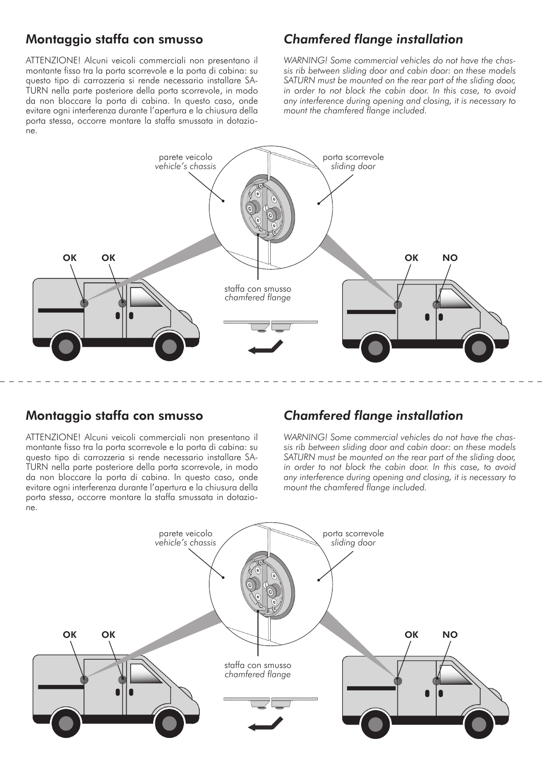## Montaggio staffa con smusso

ATTENZIONE! Alcuni veicoli commerciali non presentano il montante fisso tra la porta scorrevole e la porta di cabina: su questo tipo di carrozzeria si rende necessario installare SATURN nella parte posteriore della porta scorrevole, in modo da non bloccare la porta di cabina. In questo caso, onde evitare ogni interferenza durante l'apertura e la chiusura della porta stessa, occorre montare la staffa smussata in dotazione.

## *Chamfered flange installation*

*WARNING! Some commercial vehicles do not have the chassis rib between sliding door and cabin door: on these models SATURN must be mounted on the rear part of the sliding door, in order to not block the cabin door. In this case, to avoid any interference during opening and closing, it is necessary to mount the chamfered flange included.*

parete veicolo
*vehicle's chassis*

porta scorrevole
*sliding door*

OK OK

OK NO

staffa con smusso
*chamfered flange*

---

## Montaggio staffa con smusso

ATTENZIONE! Alcuni veicoli commerciali non presentano il montante fisso tra la porta scorrevole e la porta di cabina: su questo tipo di carrozzeria si rende necessario installare SATURN nella parte posteriore della porta scorrevole, in modo da non bloccare la porta di cabina. In questo caso, onde evitare ogni interferenza durante l'apertura e la chiusura della porta stessa, occorre montare la staffa smussata in dotazione.

## *Chamfered flange installation*

*WARNING! Some commercial vehicles do not have the chassis rib between sliding door and cabin door: on these models SATURN must be mounted on the rear part of the sliding door, in order to not block the cabin door. In this case, to avoid any interference during opening and closing, it is necessary to mount the chamfered flange included.*

parete veicolo
*vehicle's chassis*

porta scorrevole
*sliding door*

OK OK

OK NO

staffa con smusso
*chamfered flange*